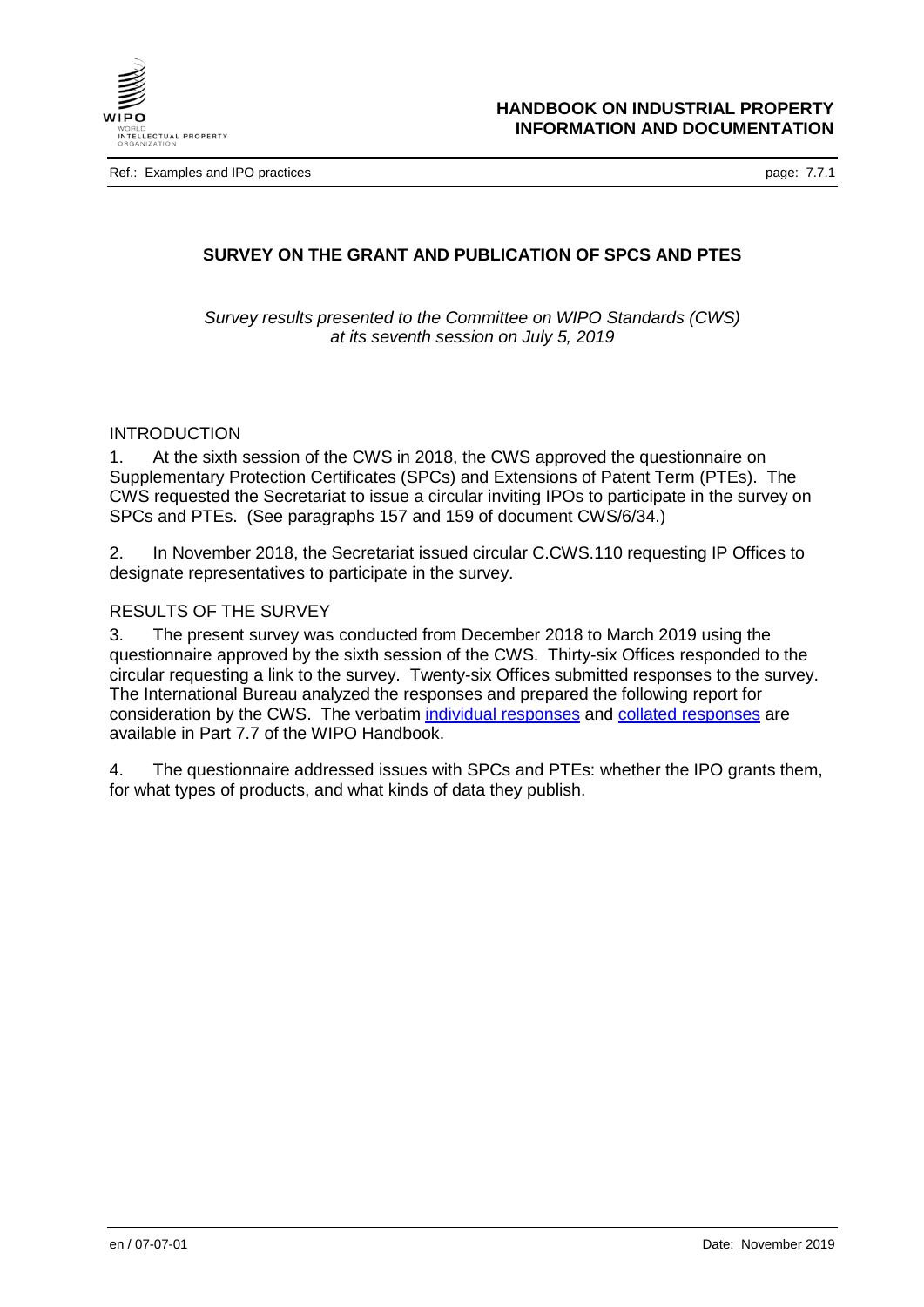# SURVEY ON THE GRANT AND PUBLICATION OF SPCS AND PTES

*Survey results presented to the Committee on WIPO Standards (CWS) at its seventh session on July 5, 2019*

## INTRODUCTION

1. At the sixth session of the CWS in 2018, the CWS approved the questionnaire on Supplementary Protection Certificates (SPCs) and Extensions of Patent Term (PTEs). The CWS requested the Secretariat to issue a circular inviting IPOs to participate in the survey on SPCs and PTEs. (See paragraphs 157 and 159 of document CWS/6/34.)

2. In November 2018, the Secretariat issued circular C.CWS.110 requesting IP Offices to designate representatives to participate in the survey.

## RESULTS OF THE SURVEY

3. The present survey was conducted from December 2018 to March 2019 using the questionnaire approved by the sixth session of the CWS. Thirty-six Offices responded to the circular requesting a link to the survey. Twenty-six Offices submitted responses to the survey. The International Bureau analyzed the responses and prepared the following report for consideration by the CWS. The verbatim individual responses and collated responses are available in Part 7.7 of the WIPO Handbook.

4. The questionnaire addressed issues with SPCs and PTEs: whether the IPO grants them, for what types of products, and what kinds of data they publish.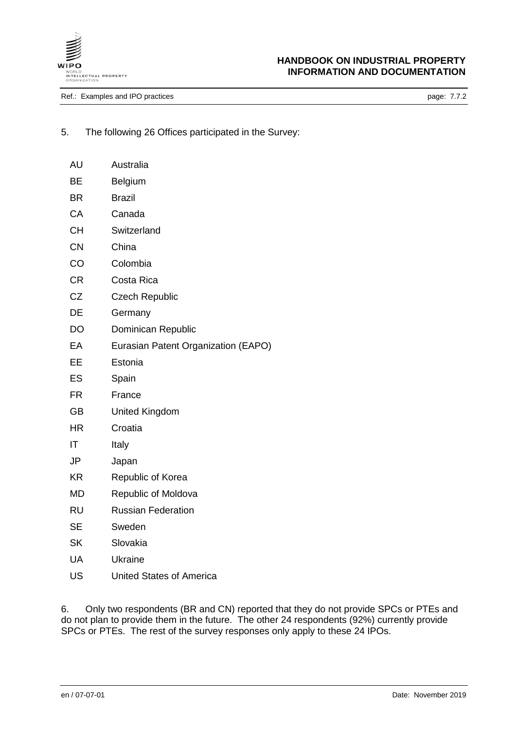5. The following 26 Offices participated in the Survey:

| | |
|---|---|
| AU | Australia |
| BE | Belgium |
| BR | Brazil |
| CA | Canada |
| CH | Switzerland |
| CN | China |
| CO | Colombia |
| CR | Costa Rica |
| CZ | Czech Republic |
| DE | Germany |
| DO | Dominican Republic |
| EA | Eurasian Patent Organization (EAPO) |
| EE | Estonia |
| ES | Spain |
| FR | France |
| GB | United Kingdom |
| HR | Croatia |
| IT | Italy |
| JP | Japan |
| KR | Republic of Korea |
| MD | Republic of Moldova |
| RU | Russian Federation |
| SE | Sweden |
| SK | Slovakia |
| UA | Ukraine |
| US | United States of America |

6. Only two respondents (BR and CN) reported that they do not provide SPCs or PTEs and do not plan to provide them in the future. The other 24 respondents (92%) currently provide SPCs or PTEs. The rest of the survey responses only apply to these 24 IPOs.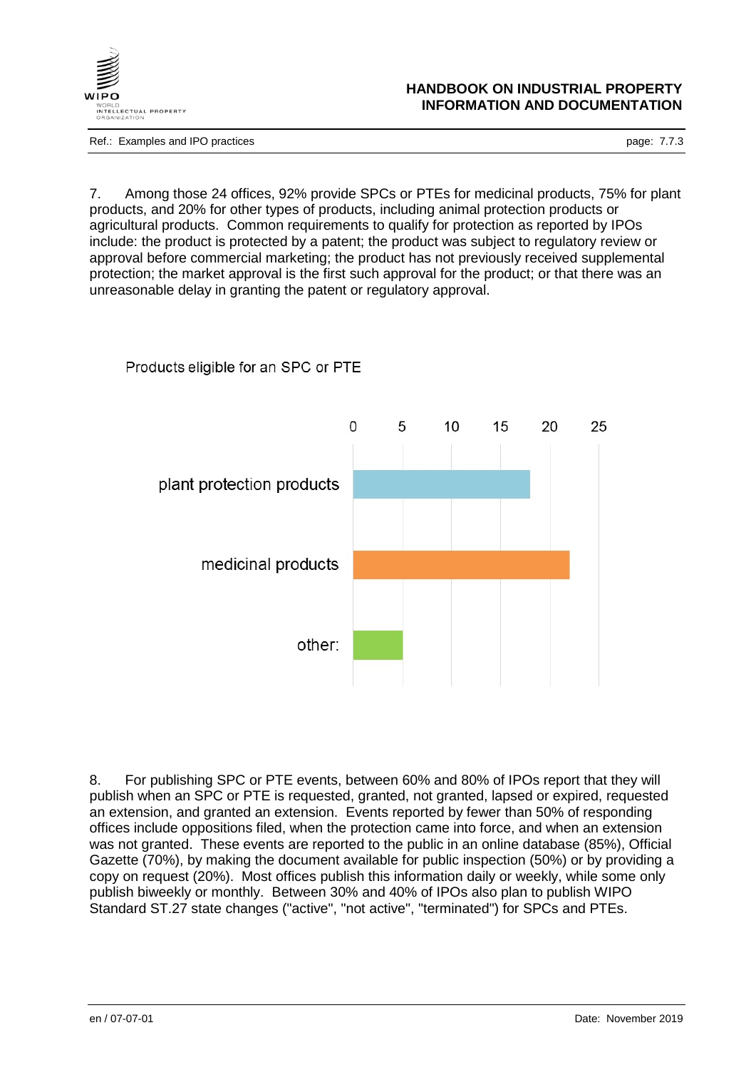7. Among those 24 offices, 92% provide SPCs or PTEs for medicinal products, 75% for plant products, and 20% for other types of products, including animal protection products or agricultural products. Common requirements to qualify for protection as reported by IPOs include: the product is protected by a patent; the product was subject to regulatory review or approval before commercial marketing; the product has not previously received supplemental protection; the market approval is the first such approval for the product; or that there was an unreasonable delay in granting the patent or regulatory approval.

Products eligible for an SPC or PTE

| Product | Number of offices |
| --- | --- |
| plant protection products | 18 |
| medicinal products | 22 |
| other: | 5 |

8. For publishing SPC or PTE events, between 60% and 80% of IPOs report that they will publish when an SPC or PTE is requested, granted, not granted, lapsed or expired, requested an extension, and granted an extension. Events reported by fewer than 50% of responding offices include oppositions filed, when the protection came into force, and when an extension was not granted. These events are reported to the public in an online database (85%), Official Gazette (70%), by making the document available for public inspection (50%) or by providing a copy on request (20%). Most offices publish this information daily or weekly, while some only publish biweekly or monthly. Between 30% and 40% of IPOs also plan to publish WIPO Standard ST.27 state changes ("active", "not active", "terminated") for SPCs and PTEs.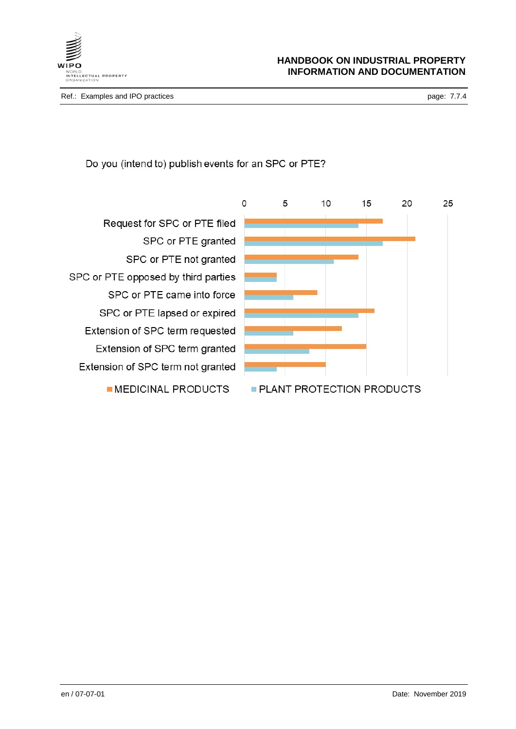Do you (intend to) publish events for an SPC or PTE?

| Event | MEDICINAL PRODUCTS | PLANT PROTECTION PRODUCTS |
|---|---|---|
| Request for SPC or PTE filed | 17 | 14 |
| SPC or PTE granted | 21 | 17 |
| SPC or PTE not granted | 14 | 11 |
| SPC or PTE opposed by third parties | 4 | 4 |
| SPC or PTE came into force | 9 | 6 |
| SPC or PTE lapsed or expired | 16 | 14 |
| Extension of SPC term requested | 12 | 6 |
| Extension of SPC term granted | 15 | 8 |
| Extension of SPC term not granted | 10 | 4 |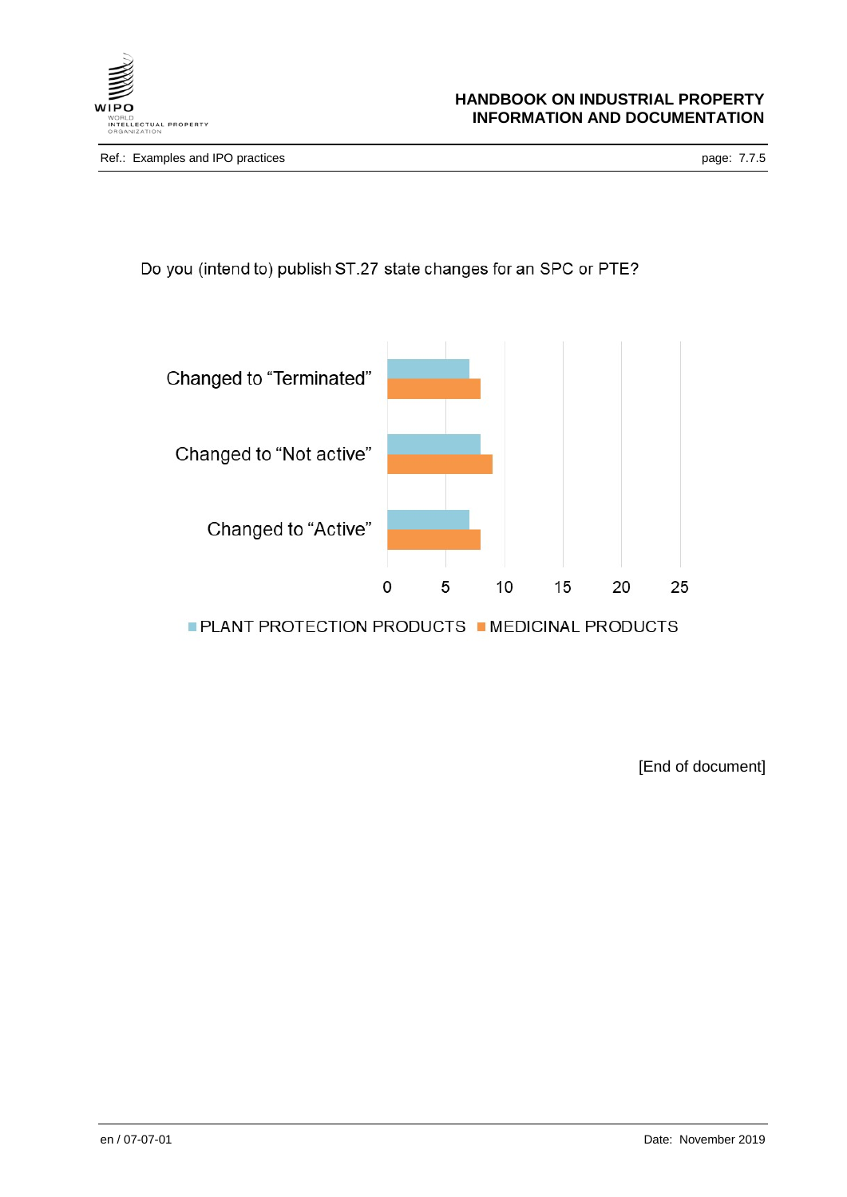Do you (intend to) publish ST.27 state changes for an SPC or PTE?

Changed to “Terminated”

Changed to “Not active”

Changed to “Active”

0 5 10 15 20 25

PLANT PROTECTION PRODUCTS MEDICINAL PRODUCTS

[End of document]